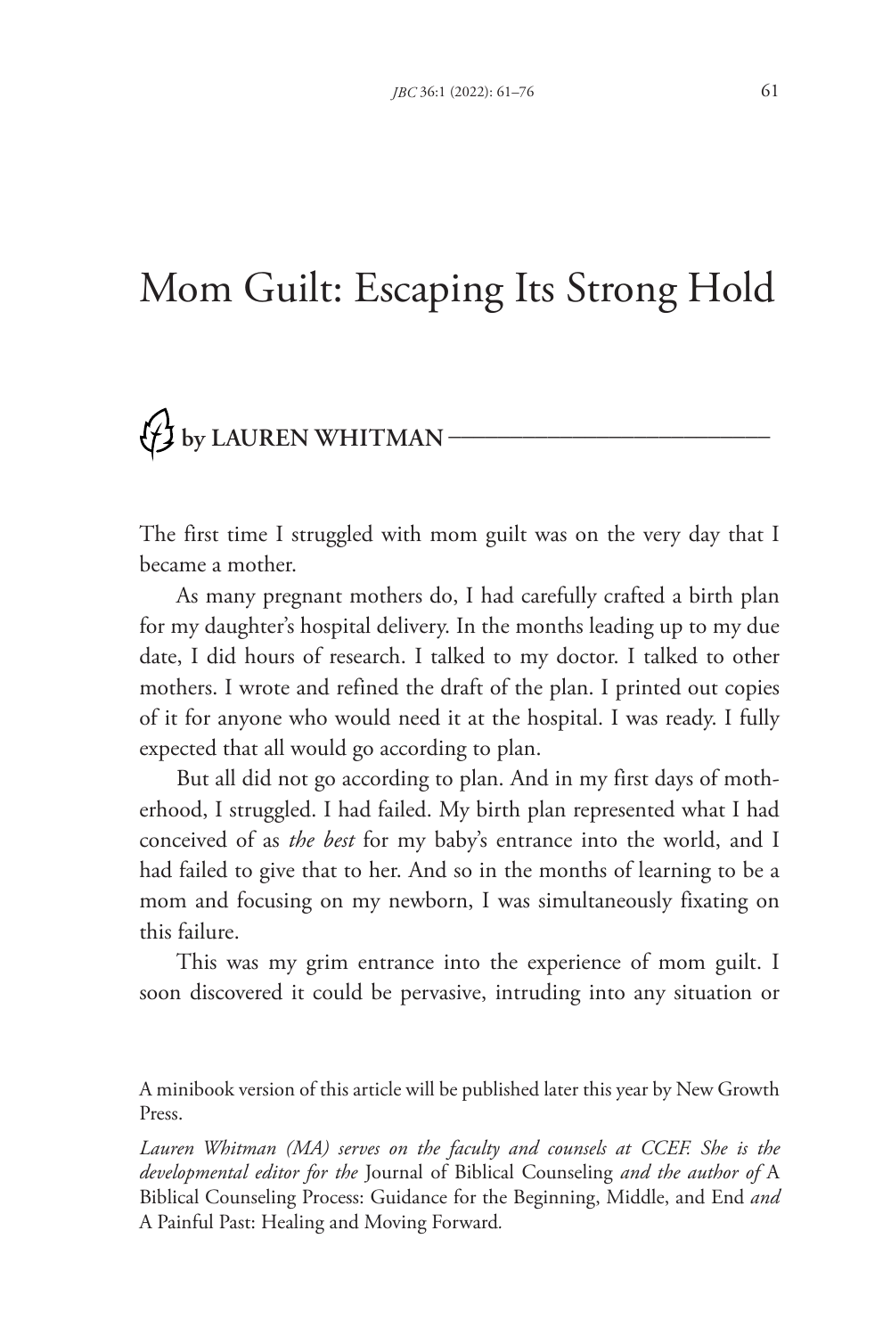# Mom Guilt: Escaping Its Strong Hold

**by LAUREN WHITMAN**

The first time I struggled with mom guilt was on the very day that I became a mother.

As many pregnant mothers do, I had carefully crafted a birth plan for my daughter's hospital delivery. In the months leading up to my due date, I did hours of research. I talked to my doctor. I talked to other mothers. I wrote and refined the draft of the plan. I printed out copies of it for anyone who would need it at the hospital. I was ready. I fully expected that all would go according to plan.

But all did not go according to plan. And in my first days of motherhood, I struggled. I had failed. My birth plan represented what I had conceived of as *the best* for my baby's entrance into the world, and I had failed to give that to her. And so in the months of learning to be a mom and focusing on my newborn, I was simultaneously fixating on this failure.

This was my grim entrance into the experience of mom guilt. I soon discovered it could be pervasive, intruding into any situation or

---

A minibook version of this article will be published later this year by New Growth Press.

*Lauren Whitman (MA) serves on the faculty and counsels at CCEF. She is the developmental editor for the* Journal of Biblical Counseling *and the author of* A Biblical Counseling Process: Guidance for the Beginning, Middle, and End *and* A Painful Past: Healing and Moving Forward.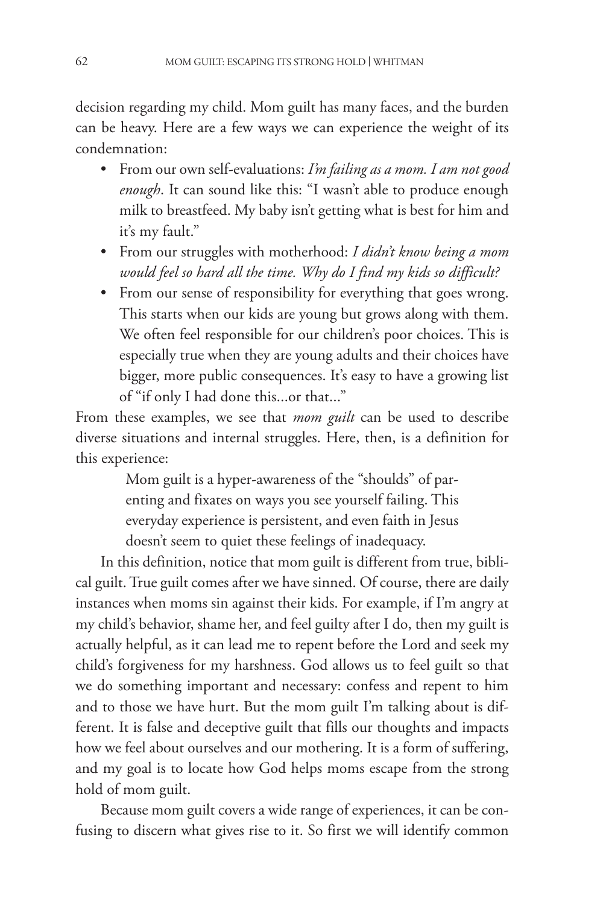decision regarding my child. Mom guilt has many faces, and the burden can be heavy. Here are a few ways we can experience the weight of its condemnation:

- From our own self-evaluations: *I'm failing as a mom. I am not good enough*. It can sound like this: "I wasn't able to produce enough milk to breastfeed. My baby isn't getting what is best for him and it's my fault."
- From our struggles with motherhood: *I didn't know being a mom would feel so hard all the time. Why do I find my kids so difficult?*
- From our sense of responsibility for everything that goes wrong. This starts when our kids are young but grows along with them. We often feel responsible for our children's poor choices. This is especially true when they are young adults and their choices have bigger, more public consequences. It's easy to have a growing list of "if only I had done this...or that..."

From these examples, we see that *mom guilt* can be used to describe diverse situations and internal struggles. Here, then, is a definition for this experience:

> Mom guilt is a hyper-awareness of the "shoulds" of parenting and fixates on ways you see yourself failing. This everyday experience is persistent, and even faith in Jesus doesn't seem to quiet these feelings of inadequacy.

In this definition, notice that mom guilt is different from true, biblical guilt. True guilt comes after we have sinned. Of course, there are daily instances when moms sin against their kids. For example, if I'm angry at my child's behavior, shame her, and feel guilty after I do, then my guilt is actually helpful, as it can lead me to repent before the Lord and seek my child's forgiveness for my harshness. God allows us to feel guilt so that we do something important and necessary: confess and repent to him and to those we have hurt. But the mom guilt I'm talking about is different. It is false and deceptive guilt that fills our thoughts and impacts how we feel about ourselves and our mothering. It is a form of suffering, and my goal is to locate how God helps moms escape from the strong hold of mom guilt.

Because mom guilt covers a wide range of experiences, it can be confusing to discern what gives rise to it. So first we will identify common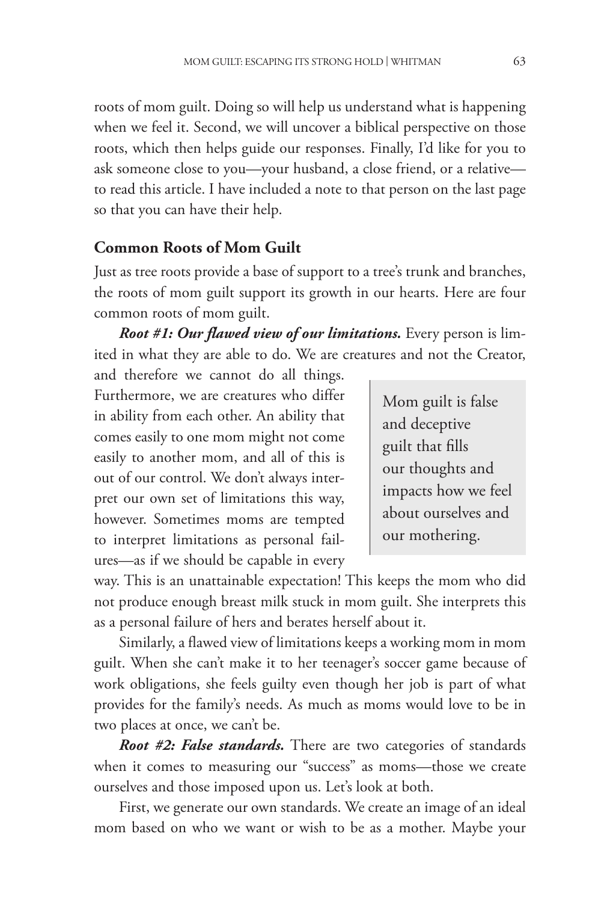roots of mom guilt. Doing so will help us understand what is happening when we feel it. Second, we will uncover a biblical perspective on those roots, which then helps guide our responses. Finally, I'd like for you to ask someone close to you—your husband, a close friend, or a relative—to read this article. I have included a note to that person on the last page so that you can have their help.

## Common Roots of Mom Guilt

Just as tree roots provide a base of support to a tree's trunk and branches, the roots of mom guilt support its growth in our hearts. Here are four common roots of mom guilt.

***Root #1: Our flawed view of our limitations.*** Every person is limited in what they are able to do. We are creatures and not the Creator, and therefore we cannot do all things. Furthermore, we are creatures who differ in ability from each other. An ability that comes easily to one mom might not come easily to another mom, and all of this is out of our control. We don't always interpret our own set of limitations this way, however. Sometimes moms are tempted to interpret limitations as personal failures—as if we should be capable in every way. This is an unattainable expectation! This keeps the mom who did not produce enough breast milk stuck in mom guilt. She interprets this as a personal failure of hers and berates herself about it.

> Mom guilt is false and deceptive guilt that fills our thoughts and impacts how we feel about ourselves and our mothering.

Similarly, a flawed view of limitations keeps a working mom in mom guilt. When she can't make it to her teenager's soccer game because of work obligations, she feels guilty even though her job is part of what provides for the family's needs. As much as moms would love to be in two places at once, we can't be.

***Root #2: False standards.*** There are two categories of standards when it comes to measuring our "success" as moms—those we create ourselves and those imposed upon us. Let's look at both.

First, we generate our own standards. We create an image of an ideal mom based on who we want or wish to be as a mother. Maybe your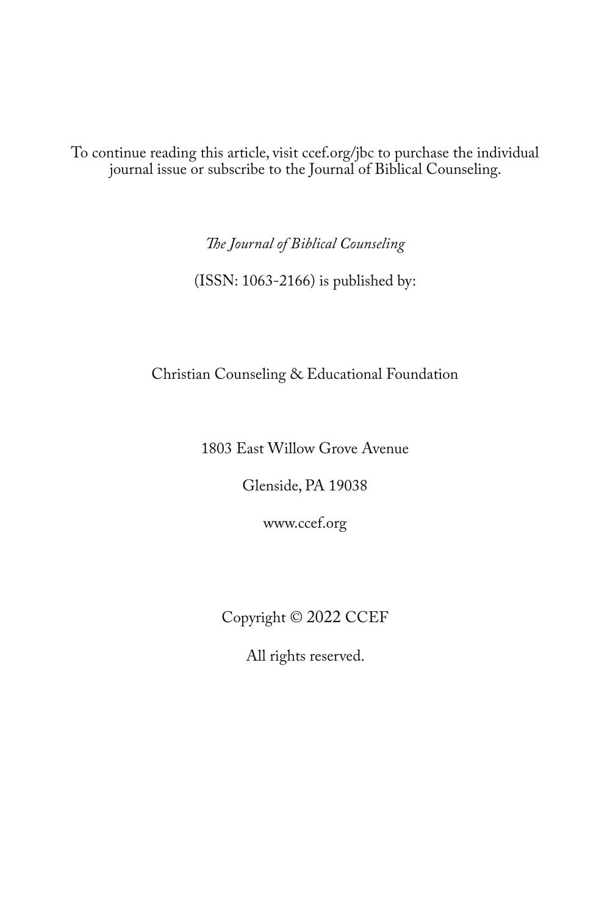To continue reading this article, visit ccef.org/jbc to purchase the individual journal issue or subscribe to the Journal of Biblical Counseling.

*The Journal of Biblical Counseling*

(ISSN: 1063-2166) is published by:

Christian Counseling & Educational Foundation

1803 East Willow Grove Avenue

Glenside, PA 19038

www.ccef.org

Copyright © 2022 CCEF

All rights reserved.